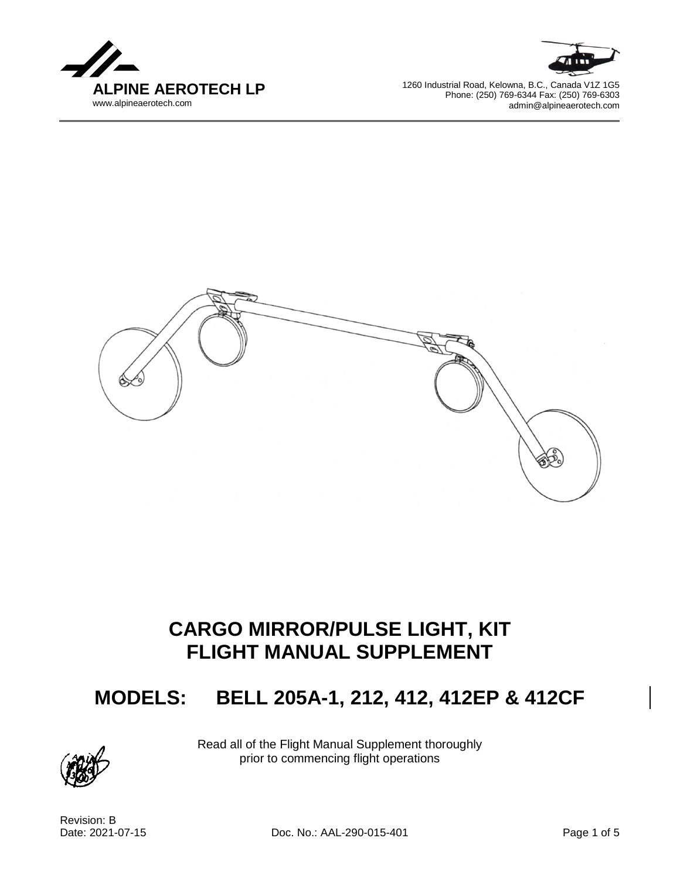**ALPINE AEROTECH LP**
www.alpineaerotech.com

1260 Industrial Road, Kelowna, B.C., Canada V1Z 1G5
Phone: (250) 769-6344 Fax: (250) 769-6303
admin@alpineaerotech.com

# CARGO MIRROR/PULSE LIGHT, KIT
# FLIGHT MANUAL SUPPLEMENT

## MODELS: BELL 205A-1, 212, 412, 412EP & 412CF

Read all of the Flight Manual Supplement thoroughly prior to commencing flight operations

Revision: B
Date: 2021-07-15

Doc. No.: AAL-290-015-401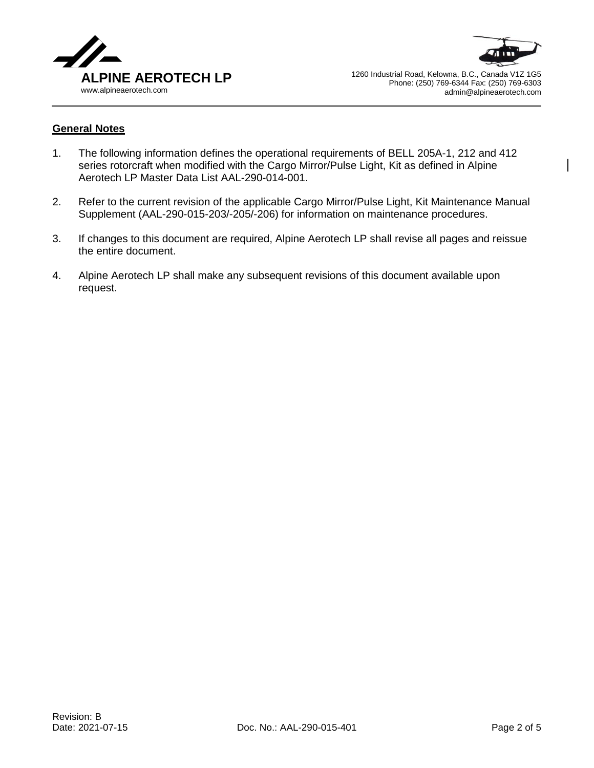## General Notes

1. The following information defines the operational requirements of BELL 205A-1, 212 and 412 series rotorcraft when modified with the Cargo Mirror/Pulse Light, Kit as defined in Alpine Aerotech LP Master Data List AAL-290-014-001.

2. Refer to the current revision of the applicable Cargo Mirror/Pulse Light, Kit Maintenance Manual Supplement (AAL-290-015-203/-205/-206) for information on maintenance procedures.

3. If changes to this document are required, Alpine Aerotech LP shall revise all pages and reissue the entire document.

4. Alpine Aerotech LP shall make any subsequent revisions of this document available upon request.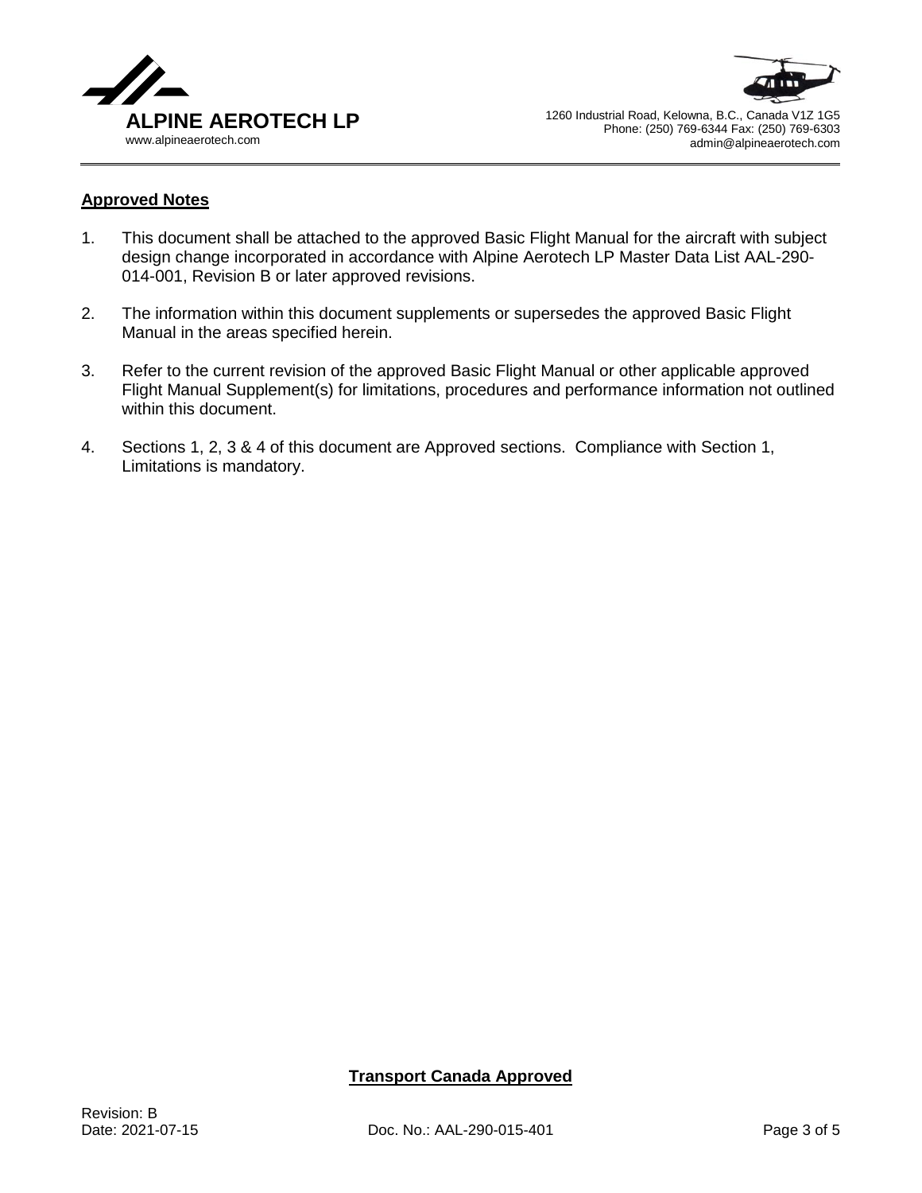## Approved Notes

1. This document shall be attached to the approved Basic Flight Manual for the aircraft with subject design change incorporated in accordance with Alpine Aerotech LP Master Data List AAL-290-014-001, Revision B or later approved revisions.

2. The information within this document supplements or supersedes the approved Basic Flight Manual in the areas specified herein.

3. Refer to the current revision of the approved Basic Flight Manual or other applicable approved Flight Manual Supplement(s) for limitations, procedures and performance information not outlined within this document.

4. Sections 1, 2, 3 & 4 of this document are Approved sections. Compliance with Section 1, Limitations is mandatory.

**Transport Canada Approved**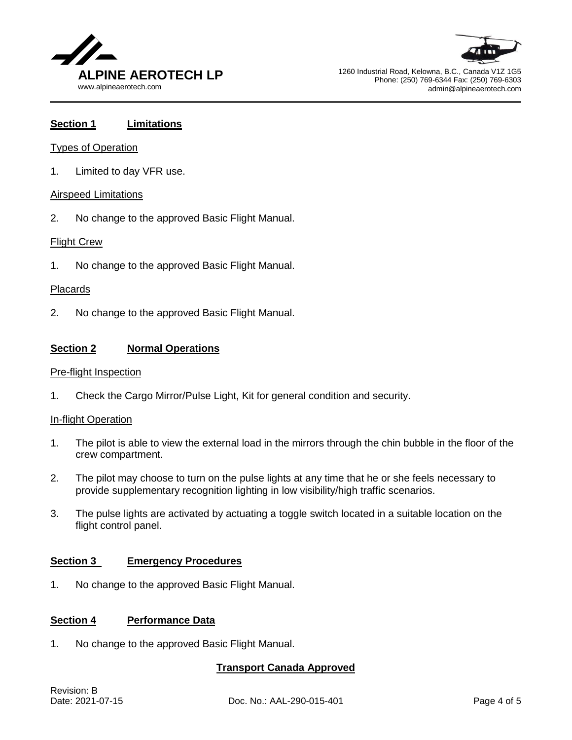## Section 1 Limitations

### Types of Operation

1. Limited to day VFR use.

### Airspeed Limitations

2. No change to the approved Basic Flight Manual.

### Flight Crew

1. No change to the approved Basic Flight Manual.

### Placards

2. No change to the approved Basic Flight Manual.

## Section 2 Normal Operations

### Pre-flight Inspection

1. Check the Cargo Mirror/Pulse Light, Kit for general condition and security.

### In-flight Operation

1. The pilot is able to view the external load in the mirrors through the chin bubble in the floor of the crew compartment.

2. The pilot may choose to turn on the pulse lights at any time that he or she feels necessary to provide supplementary recognition lighting in low visibility/high traffic scenarios.

3. The pulse lights are activated by actuating a toggle switch located in a suitable location on the flight control panel.

## Section 3 Emergency Procedures

1. No change to the approved Basic Flight Manual.

## Section 4 Performance Data

1. No change to the approved Basic Flight Manual.

**Transport Canada Approved**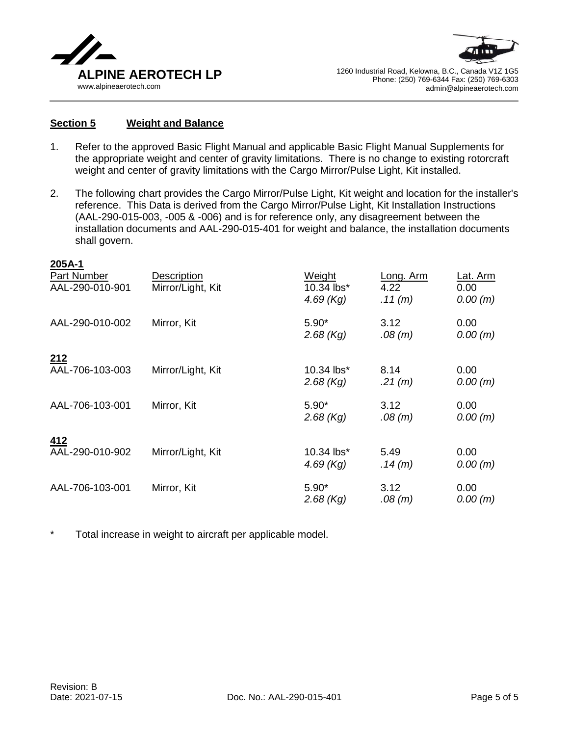## Section 5 Weight and Balance

1. Refer to the approved Basic Flight Manual and applicable Basic Flight Manual Supplements for the appropriate weight and center of gravity limitations. There is no change to existing rotorcraft weight and center of gravity limitations with the Cargo Mirror/Pulse Light, Kit installed.

2. The following chart provides the Cargo Mirror/Pulse Light, Kit weight and location for the installer's reference. This Data is derived from the Cargo Mirror/Pulse Light, Kit Installation Instructions (AAL-290-015-003, -005 & -006) and is for reference only, any disagreement between the installation documents and AAL-290-015-401 for weight and balance, the installation documents shall govern.

| Part Number | Description | Weight | Long. Arm | Lat. Arm |
|---|---|---|---|---|
| **205A-1** | | | | |
| AAL-290-010-901 | Mirror/Light, Kit | 10.34 lbs* <br> *4.69 (Kg)* | 4.22 <br> *.11 (m)* | 0.00 <br> *0.00 (m)* |
| AAL-290-010-002 | Mirror, Kit | 5.90* <br> *2.68 (Kg)* | 3.12 <br> *.08 (m)* | 0.00 <br> *0.00 (m)* |
| **212** | | | | |
| AAL-706-103-003 | Mirror/Light, Kit | 10.34 lbs* <br> *2.68 (Kg)* | 8.14 <br> *.21 (m)* | 0.00 <br> *0.00 (m)* |
| AAL-706-103-001 | Mirror, Kit | 5.90* <br> *2.68 (Kg)* | 3.12 <br> *.08 (m)* | 0.00 <br> *0.00 (m)* |
| **412** | | | | |
| AAL-290-010-902 | Mirror/Light, Kit | 10.34 lbs* <br> *4.69 (Kg)* | 5.49 <br> *.14 (m)* | 0.00 <br> *0.00 (m)* |
| AAL-706-103-001 | Mirror, Kit | 5.90* <br> *2.68 (Kg)* | 3.12 <br> *.08 (m)* | 0.00 <br> *0.00 (m)* |

\* Total increase in weight to aircraft per applicable model.